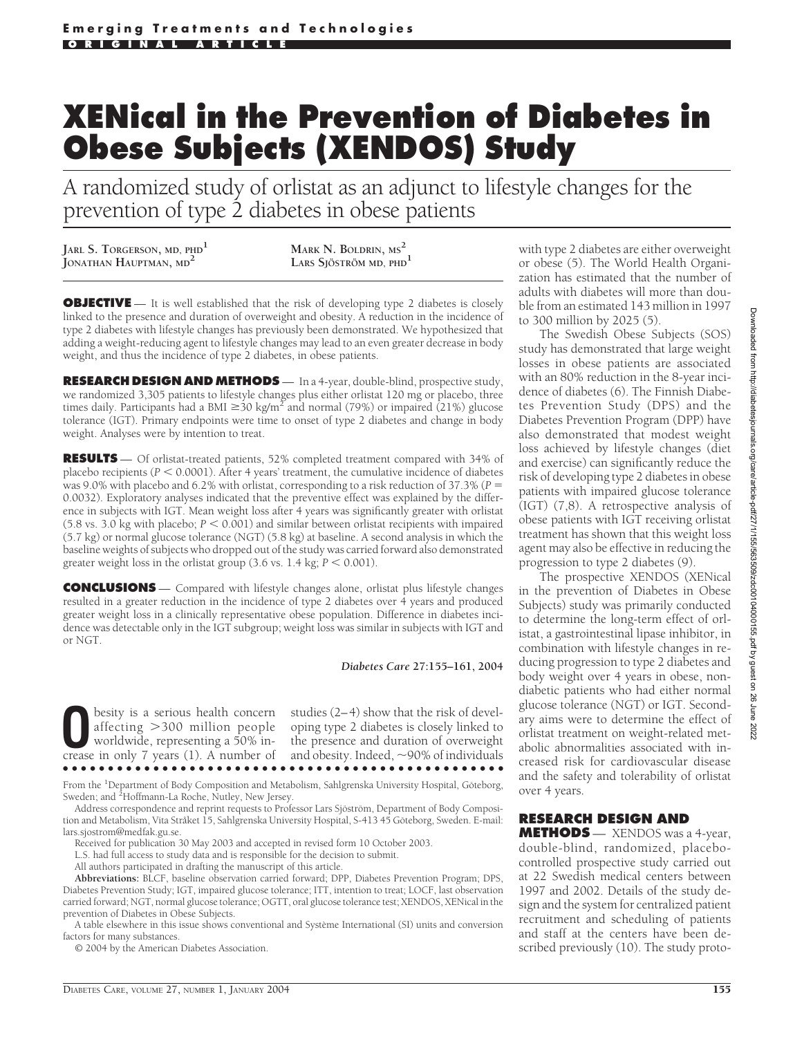# XENical in the Prevention of Diabetes in Obese Subjects (XENDOS) Study

## A randomized study of orlistat as an adjunct to lifestyle changes for the prevention of type 2 diabetes in obese patients

JARL S. TORGERSON, MD, PHD[1]
JONATHAN HAUPTMAN, MD[2]
MARK N. BOLDRIN, MS[2]
LARS SJÖSTRÖM MD, PHD[1]

**OBJECTIVE** — It is well established that the risk of developing type 2 diabetes is closely linked to the presence and duration of overweight and obesity. A reduction in the incidence of type 2 diabetes with lifestyle changes has previously been demonstrated. We hypothesized that adding a weight-reducing agent to lifestyle changes may lead to an even greater decrease in body weight, and thus the incidence of type 2 diabetes, in obese patients.

**RESEARCH DESIGN AND METHODS** — In a 4-year, double-blind, prospective study, we randomized 3,305 patients to lifestyle changes plus either orlistat 120 mg or placebo, three times daily. Participants had a BMI ≥30 kg/m$^2$ and normal (79%) or impaired (21%) glucose tolerance (IGT). Primary endpoints were time to onset of type 2 diabetes and change in body weight. Analyses were by intention to treat.

**RESULTS** — Of orlistat-treated patients, 52% completed treatment compared with 34% of placebo recipients ($P < 0.0001$). After 4 years' treatment, the cumulative incidence of diabetes was 9.0% with placebo and 6.2% with orlistat, corresponding to a risk reduction of 37.3% ($P = 0.0032$). Exploratory analyses indicated that the preventive effect was explained by the difference in subjects with IGT. Mean weight loss after 4 years was significantly greater with orlistat (5.8 vs. 3.0 kg with placebo; $P < 0.001$) and similar between orlistat recipients with impaired (5.7 kg) or normal glucose tolerance (NGT) (5.8 kg) at baseline. A second analysis in which the baseline weights of subjects who dropped out of the study was carried forward also demonstrated greater weight loss in the orlistat group (3.6 vs. 1.4 kg; $P < 0.001$).

**CONCLUSIONS** — Compared with lifestyle changes alone, orlistat plus lifestyle changes resulted in a greater reduction in the incidence of type 2 diabetes over 4 years and produced greater weight loss in a clinically representative obese population. Difference in diabetes incidence was detectable only in the IGT subgroup; weight loss was similar in subjects with IGT and or NGT.

*Diabetes Care* 27:155–161, 2004

Obesity is a serious health concern affecting >300 million people worldwide, representing a 50% increase in only 7 years (1). A number of studies (2–4) show that the risk of developing type 2 diabetes is closely linked to the presence and duration of overweight and obesity. Indeed, ~90% of individuals with type 2 diabetes are either overweight or obese (5). The World Health Organization has estimated that the number of adults with diabetes will more than double from an estimated 143 million in 1997 to 300 million by 2025 (5).

The Swedish Obese Subjects (SOS) study has demonstrated that large weight losses in obese patients are associated with an 80% reduction in the 8-year incidence of diabetes (6). The Finnish Diabetes Prevention Study (DPS) and the Diabetes Prevention Program (DPP) have also demonstrated that modest weight loss achieved by lifestyle changes (diet and exercise) can significantly reduce the risk of developing type 2 diabetes in obese patients with impaired glucose tolerance (IGT) (7,8). A retrospective analysis of obese patients with IGT receiving orlistat treatment has shown that this weight loss agent may also be effective in reducing the progression to type 2 diabetes (9).

The prospective XENDOS (XENical in the prevention of Diabetes in Obese Subjects) study was primarily conducted to determine the long-term effect of orlistat, a gastrointestinal lipase inhibitor, in combination with lifestyle changes in reducing progression to type 2 diabetes and body weight over 4 years in obese, nondiabetic patients who had either normal glucose tolerance (NGT) or IGT. Secondary aims were to determine the effect of orlistat treatment on weight-related metabolic abnormalities associated with increased risk for cardiovascular disease and the safety and tolerability of orlistat over 4 years.

## RESEARCH DESIGN AND METHODS

XENDOS was a 4-year, double-blind, randomized, placebo-controlled prospective study carried out at 22 Swedish medical centers between 1997 and 2002. Details of the study design and the system for centralized patient recruitment and scheduling of patients and staff at the centers have been described previously (10). The study proto-

From the [1]Department of Body Composition and Metabolism, Sahlgrenska University Hospital, Göteborg, Sweden; and [2]Hoffmann-La Roche, Nutley, New Jersey.

Address correspondence and reprint requests to Professor Lars Sjöström, Department of Body Composition and Metabolism, Vita Stråket 15, Sahlgrenska University Hospital, S-413 45 Göteborg, Sweden. E-mail: lars.sjostrom@medfak.gu.se.

Received for publication 30 May 2003 and accepted in revised form 10 October 2003.

L.S. had full access to study data and is responsible for the decision to submit.

All authors participated in drafting the manuscript of this article.

**Abbreviations:** BLCF, baseline observation carried forward; DPP, Diabetes Prevention Program; DPS, Diabetes Prevention Study; IGT, impaired glucose tolerance; ITT, intention to treat; LOCF, last observation carried forward; NGT, normal glucose tolerance; OGTT, oral glucose tolerance test; XENDOS, XENical in the prevention of Diabetes in Obese Subjects.

A table elsewhere in this issue shows conventional and Système International (SI) units and conversion factors for many substances.

© 2004 by the American Diabetes Association.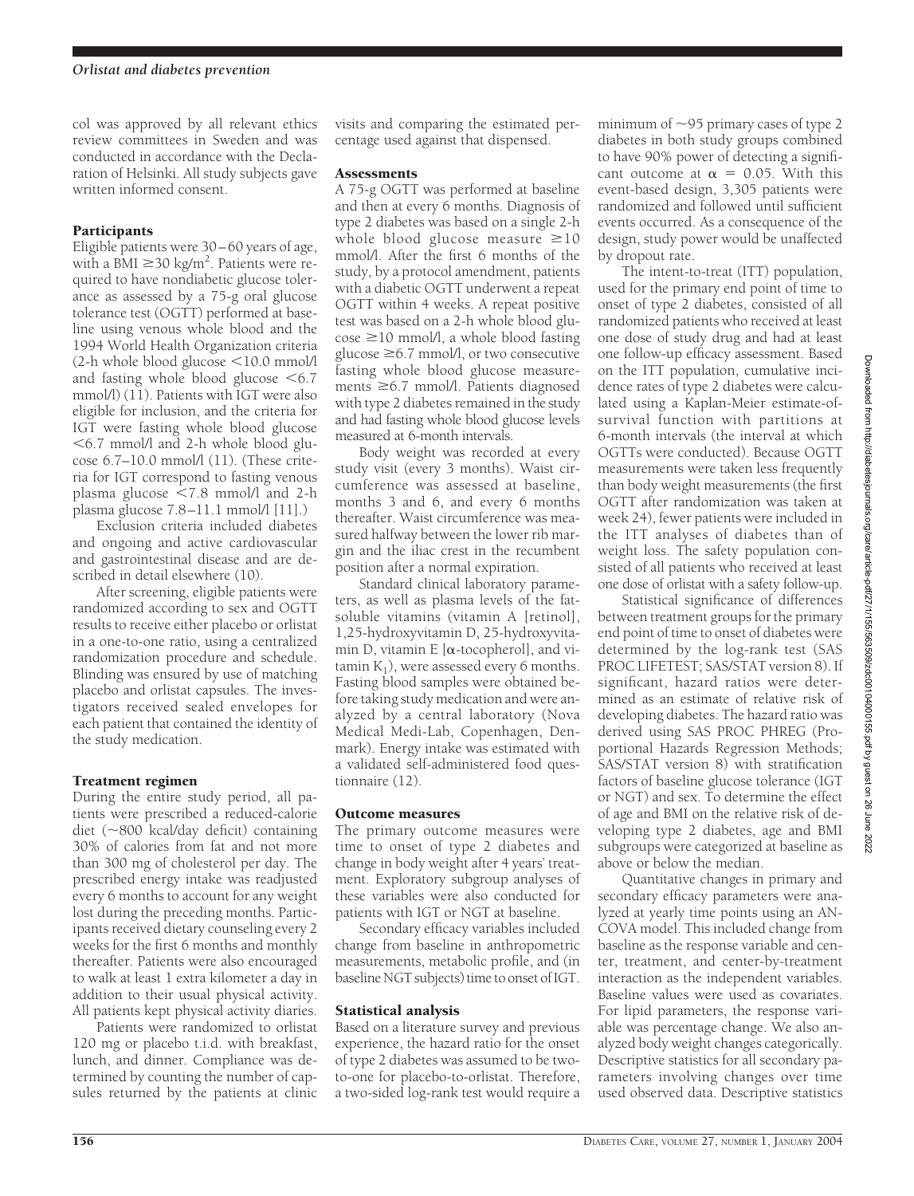col was approved by all relevant ethics review committees in Sweden and was conducted in accordance with the Declaration of Helsinki. All study subjects gave written informed consent.

### Participants

Eligible patients were 30–60 years of age, with a BMI $\geq$30 kg/m$^2$. Patients were required to have nondiabetic glucose tolerance as assessed by a 75-g oral glucose tolerance test (OGTT) performed at baseline using venous whole blood and the 1994 World Health Organization criteria (2-h whole blood glucose <10.0 mmol/l and fasting whole blood glucose <6.7 mmol/l) (11). Patients with IGT were also eligible for inclusion, and the criteria for IGT were fasting whole blood glucose <6.7 mmol/l and 2-h whole blood glucose 6.7–10.0 mmol/l (11). (These criteria for IGT correspond to fasting venous plasma glucose <7.8 mmol/l and 2-h plasma glucose 7.8–11.1 mmol/l [11].)

Exclusion criteria included diabetes and ongoing and active cardiovascular and gastrointestinal disease and are described in detail elsewhere (10).

After screening, eligible patients were randomized according to sex and OGTT results to receive either placebo or orlistat in a one-to-one ratio, using a centralized randomization procedure and schedule. Blinding was ensured by use of matching placebo and orlistat capsules. The investigators received sealed envelopes for each patient that contained the identity of the study medication.

### Treatment regimen

During the entire study period, all patients were prescribed a reduced-calorie diet (~800 kcal/day deficit) containing 30% of calories from fat and not more than 300 mg of cholesterol per day. The prescribed energy intake was readjusted every 6 months to account for any weight lost during the preceding months. Participants received dietary counseling every 2 weeks for the first 6 months and monthly thereafter. Patients were also encouraged to walk at least 1 extra kilometer a day in addition to their usual physical activity. All patients kept physical activity diaries.

Patients were randomized to orlistat 120 mg or placebo t.i.d. with breakfast, lunch, and dinner. Compliance was determined by counting the number of capsules returned by the patients at clinic visits and comparing the estimated percentage used against that dispensed.

### Assessments

A 75-g OGTT was performed at baseline and then at every 6 months. Diagnosis of type 2 diabetes was based on a single 2-h whole blood glucose measure $\geq$10 mmol/l. After the first 6 months of the study, by a protocol amendment, patients with a diabetic OGTT underwent a repeat OGTT within 4 weeks. A repeat positive test was based on a 2-h whole blood glucose $\geq$10 mmol/l, a whole blood fasting glucose $\geq$6.7 mmol/l, or two consecutive fasting whole blood glucose measurements $\geq$6.7 mmol/l. Patients diagnosed with type 2 diabetes remained in the study and had fasting whole blood glucose levels measured at 6-month intervals.

Body weight was recorded at every study visit (every 3 months). Waist circumference was assessed at baseline, months 3 and 6, and every 6 months thereafter. Waist circumference was measured halfway between the lower rib margin and the iliac crest in the recumbent position after a normal expiration.

Standard clinical laboratory parameters, as well as plasma levels of the fat-soluble vitamins (vitamin A [retinol], 1,25-hydroxyvitamin D, 25-hydroxyvitamin D, vitamin E [$\alpha$-tocopherol], and vitamin $K_1$), were assessed every 6 months. Fasting blood samples were obtained before taking study medication and were analyzed by a central laboratory (Nova Medical Medi-Lab, Copenhagen, Denmark). Energy intake was estimated with a validated self-administered food questionnaire (12).

### Outcome measures

The primary outcome measures were time to onset of type 2 diabetes and change in body weight after 4 years' treatment. Exploratory subgroup analyses of these variables were also conducted for patients with IGT or NGT at baseline.

Secondary efficacy variables included change from baseline in anthropometric measurements, metabolic profile, and (in baseline NGT subjects) time to onset of IGT.

### Statistical analysis

Based on a literature survey and previous experience, the hazard ratio for the onset of type 2 diabetes was assumed to be two-to-one for placebo-to-orlistat. Therefore, a two-sided log-rank test would require a minimum of ~95 primary cases of type 2 diabetes in both study groups combined to have 90% power of detecting a significant outcome at $\alpha = 0.05$. With this event-based design, 3,305 patients were randomized and followed until sufficient events occurred. As a consequence of the design, study power would be unaffected by dropout rate.

The intent-to-treat (ITT) population, used for the primary end point of time to onset of type 2 diabetes, consisted of all randomized patients who received at least one dose of study drug and had at least one follow-up efficacy assessment. Based on the ITT population, cumulative incidence rates of type 2 diabetes were calculated using a Kaplan-Meier estimate-of-survival function with partitions at 6-month intervals (the interval at which OGTTs were conducted). Because OGTT measurements were taken less frequently than body weight measurements (the first OGTT after randomization was taken at week 24), fewer patients were included in the ITT analyses of diabetes than of weight loss. The safety population consisted of all patients who received at least one dose of orlistat with a safety follow-up.

Statistical significance of differences between treatment groups for the primary end point of time to onset of diabetes were determined by the log-rank test (SAS PROC LIFETEST; SAS/STAT version 8). If significant, hazard ratios were determined as an estimate of relative risk of developing diabetes. The hazard ratio was derived using SAS PROC PHREG (Proportional Hazards Regression Methods; SAS/STAT version 8) with stratification factors of baseline glucose tolerance (IGT or NGT) and sex. To determine the effect of age and BMI on the relative risk of developing type 2 diabetes, age and BMI subgroups were categorized at baseline as above or below the median.

Quantitative changes in primary and secondary efficacy parameters were analyzed at yearly time points using an ANCOVA model. This included change from baseline as the response variable and center, treatment, and center-by-treatment interaction as the independent variables. Baseline values were used as covariates. For lipid parameters, the response variable was percentage change. We also analyzed body weight changes categorically. Descriptive statistics for all secondary parameters involving changes over time used observed data. Descriptive statistics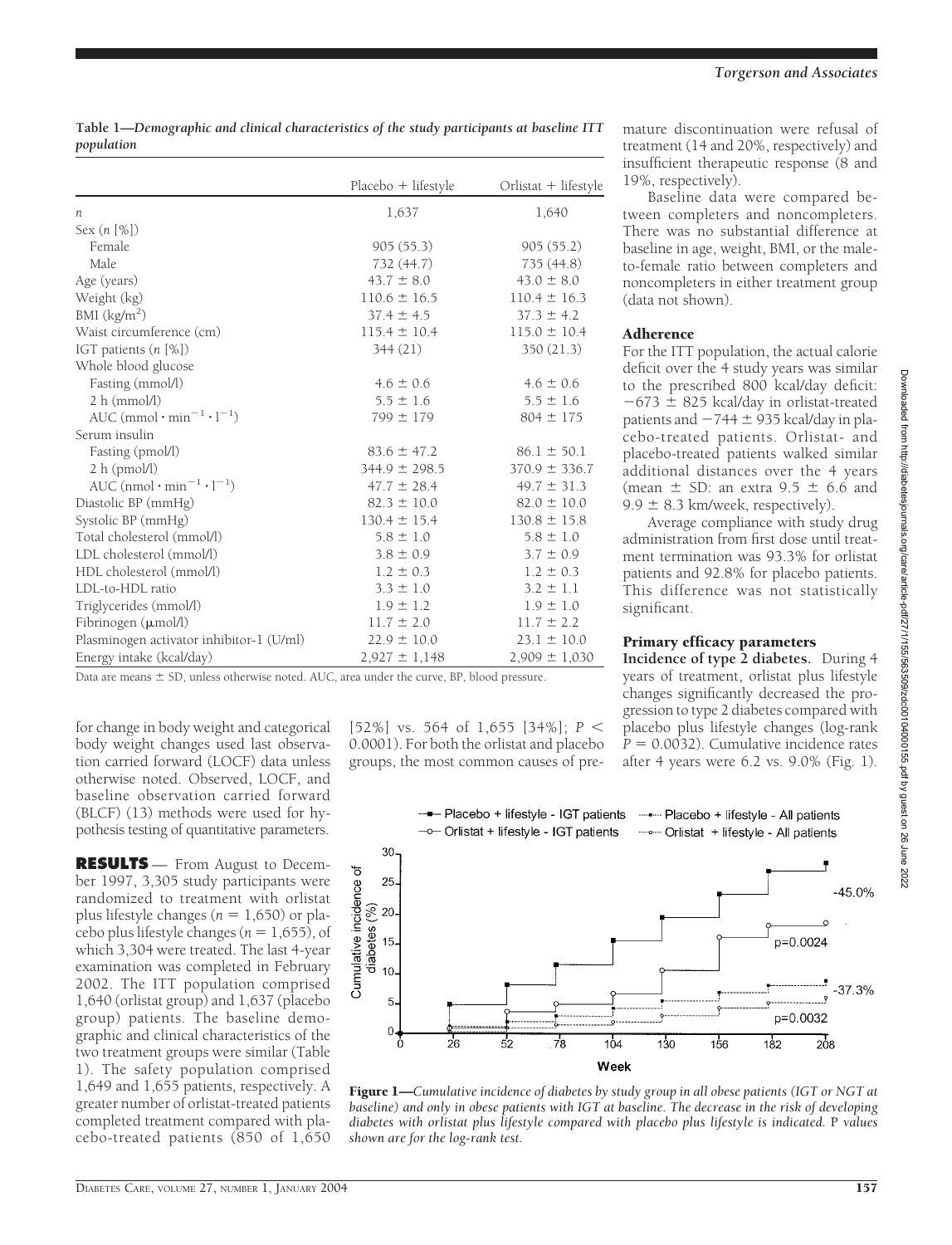**Table 1—Demographic and clinical characteristics of the study participants at baseline ITT population**

| | Placebo + lifestyle | Orlistat + lifestyle |
|---|---|---|
| $n$ | 1,637 | 1,640 |
| Sex ($n$ [%]) | | |
| Female | 905 (55.3) | 905 (55.2) |
| Male | 732 (44.7) | 735 (44.8) |
| Age (years) | 43.7 ± 8.0 | 43.0 ± 8.0 |
| Weight (kg) | 110.6 ± 16.5 | 110.4 ± 16.3 |
| BMI (kg/m$^2$) | 37.4 ± 4.5 | 37.3 ± 4.2 |
| Waist circumference (cm) | 115.4 ± 10.4 | 115.0 ± 10.4 |
| IGT patients ($n$ [%]) | 344 (21) | 350 (21.3) |
| Whole blood glucose | | |
| Fasting (mmol/l) | 4.6 ± 0.6 | 4.6 ± 0.6 |
| 2 h (mmol/l) | 5.5 ± 1.6 | 5.5 ± 1.6 |
| AUC (mmol · min$^{-1}$ · l$^{-1}$) | 799 ± 179 | 804 ± 175 |
| Serum insulin | | |
| Fasting (pmol/l) | 83.6 ± 47.2 | 86.1 ± 50.1 |
| 2 h (pmol/l) | 344.9 ± 298.5 | 370.9 ± 336.7 |
| AUC (nmol · min$^{-1}$ · l$^{-1}$) | 47.7 ± 28.4 | 49.7 ± 31.3 |
| Diastolic BP (mmHg) | 82.3 ± 10.0 | 82.0 ± 10.0 |
| Systolic BP (mmHg) | 130.4 ± 15.4 | 130.8 ± 15.8 |
| Total cholesterol (mmol/l) | 5.8 ± 1.0 | 5.8 ± 1.0 |
| LDL cholesterol (mmol/l) | 3.8 ± 0.9 | 3.7 ± 0.9 |
| HDL cholesterol (mmol/l) | 1.2 ± 0.3 | 1.2 ± 0.3 |
| LDL-to-HDL ratio | 3.3 ± 1.0 | 3.2 ± 1.1 |
| Triglycerides (mmol/l) | 1.9 ± 1.2 | 1.9 ± 1.0 |
| Fibrinogen (μmol/l) | 11.7 ± 2.0 | 11.7 ± 2.2 |
| Plasminogen activator inhibitor-1 (U/ml) | 22.9 ± 10.0 | 23.1 ± 10.0 |
| Energy intake (kcal/day) | 2,927 ± 1,148 | 2,909 ± 1,030 |

Data are means ± SD, unless otherwise noted. AUC, area under the curve, BP, blood pressure.

for change in body weight and categorical body weight changes used last observation carried forward (LOCF) data unless otherwise noted. Observed, LOCF, and baseline observation carried forward (BLCF) (13) methods were used for hypothesis testing of quantitative parameters.

## RESULTS

From August to December 1997, 3,305 study participants were randomized to treatment with orlistat plus lifestyle changes ($n = 1,650$) or placebo plus lifestyle changes ($n = 1,655$), of which 3,304 were treated. The last 4-year examination was completed in February 2002. The ITT population comprised 1,640 (orlistat group) and 1,637 (placebo group) patients. The baseline demographic and clinical characteristics of the two treatment groups were similar (Table 1). The safety population comprised 1,649 and 1,655 patients, respectively. A greater number of orlistat-treated patients completed treatment compared with placebo-treated patients (850 of 1,650 [52%] vs. 564 of 1,655 [34%]; $P < 0.0001$). For both the orlistat and placebo groups, the most common causes of premature discontinuation were refusal of treatment (14 and 20%, respectively) and insufficient therapeutic response (8 and 19%, respectively).

Baseline data were compared between completers and noncompleters. There was no substantial difference at baseline in age, weight, BMI, or the male-to-female ratio between completers and noncompleters in either treatment group (data not shown).

### Adherence

For the ITT population, the actual calorie deficit over the 4 study years was similar to the prescribed 800 kcal/day deficit: −673 ± 825 kcal/day in orlistat-treated patients and −744 ± 935 kcal/day in placebo-treated patients. Orlistat- and placebo-treated patients walked similar additional distances over the 4 years (mean ± SD: an extra 9.5 ± 6.6 and 9.9 ± 8.3 km/week, respectively).

Average compliance with study drug administration from first dose until treatment termination was 93.3% for orlistat patients and 92.8% for placebo patients. This difference was not statistically significant.

### Primary efficacy parameters

**Incidence of type 2 diabetes.** During 4 years of treatment, orlistat plus lifestyle changes significantly decreased the progression to type 2 diabetes compared with placebo plus lifestyle changes (log-rank $P = 0.0032$). Cumulative incidence rates after 4 years were 6.2 vs. 9.0% (Fig. 1).

**Figure 1**—*Cumulative incidence of diabetes by study group in all obese patients (IGT or NGT at baseline) and only in obese patients with IGT at baseline. The decrease in the risk of developing diabetes with orlistat plus lifestyle compared with placebo plus lifestyle is indicated.* P *values shown are for the log-rank test.*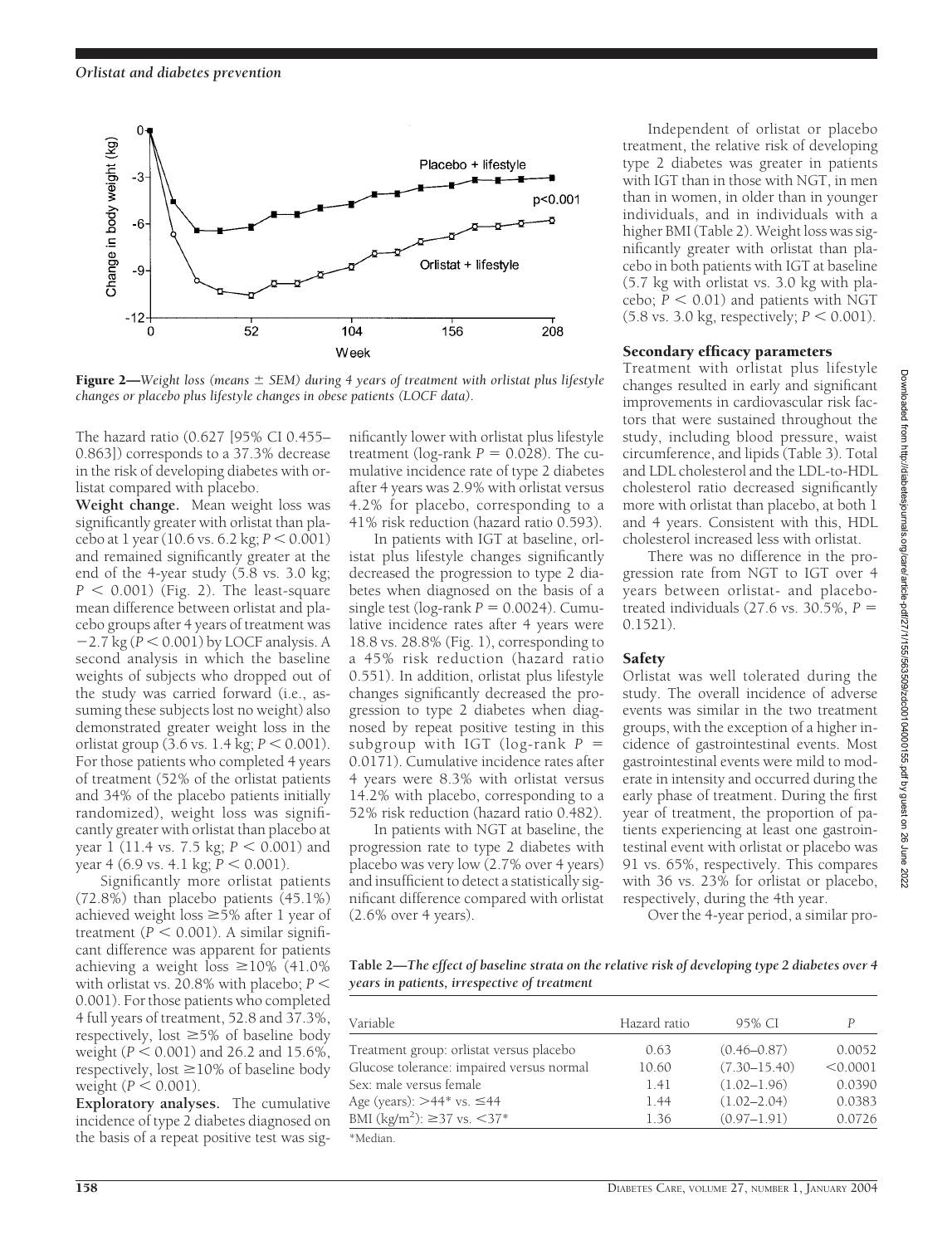Figure 2—*Weight loss (means ± SEM) during 4 years of treatment with orlistat plus lifestyle changes or placebo plus lifestyle changes in obese patients (LOCF data).*

The hazard ratio (0.627 [95% CI 0.455–0.863]) corresponds to a 37.3% decrease in the risk of developing diabetes with orlistat compared with placebo.

**Weight change.** Mean weight loss was significantly greater with orlistat than placebo at 1 year (10.6 vs. 6.2 kg; $P < 0.001$) and remained significantly greater at the end of the 4-year study (5.8 vs. 3.0 kg; $P < 0.001$) (Fig. 2). The least-square mean difference between orlistat and placebo groups after 4 years of treatment was −2.7 kg ($P < 0.001$) by LOCF analysis. A second analysis in which the baseline weights of subjects who dropped out of the study was carried forward (i.e., assuming these subjects lost no weight) also demonstrated greater weight loss in the orlistat group (3.6 vs. 1.4 kg; $P < 0.001$). For those patients who completed 4 years of treatment (52% of the orlistat patients and 34% of the placebo patients initially randomized), weight loss was significantly greater with orlistat than placebo at year 1 (11.4 vs. 7.5 kg; $P < 0.001$) and year 4 (6.9 vs. 4.1 kg; $P < 0.001$).

Significantly more orlistat patients (72.8%) than placebo patients (45.1%) achieved weight loss ≥5% after 1 year of treatment ($P < 0.001$). A similar significant difference was apparent for patients achieving a weight loss ≥10% (41.0% with orlistat vs. 20.8% with placebo; $P < 0.001$). For those patients who completed 4 full years of treatment, 52.8 and 37.3%, respectively, lost ≥5% of baseline body weight ($P < 0.001$) and 26.2 and 15.6%, respectively, lost ≥10% of baseline body weight ($P < 0.001$).

**Exploratory analyses.** The cumulative incidence of type 2 diabetes diagnosed on the basis of a repeat positive test was significantly lower with orlistat plus lifestyle treatment (log-rank $P = 0.028$). The cumulative incidence rate of type 2 diabetes after 4 years was 2.9% with orlistat versus 4.2% for placebo, corresponding to a 41% risk reduction (hazard ratio 0.593).

In patients with IGT at baseline, orlistat plus lifestyle changes significantly decreased the progression to type 2 diabetes when diagnosed on the basis of a single test (log-rank $P = 0.0024$). Cumulative incidence rates after 4 years were 18.8 vs. 28.8% (Fig. 1), corresponding to a 45% risk reduction (hazard ratio 0.551). In addition, orlistat plus lifestyle changes significantly decreased the progression to type 2 diabetes when diagnosed by repeat positive testing in this subgroup with IGT (log-rank $P = 0.0171$). Cumulative incidence rates after 4 years were 8.3% with orlistat versus 14.2% with placebo, corresponding to a 52% risk reduction (hazard ratio 0.482).

In patients with NGT at baseline, the progression rate to type 2 diabetes with placebo was very low (2.7% over 4 years) and insufficient to detect a statistically significant difference compared with orlistat (2.6% over 4 years).

Independent of orlistat or placebo treatment, the relative risk of developing type 2 diabetes was greater in patients with IGT than in those with NGT, in men than in women, in older than in younger individuals, and in individuals with a higher BMI (Table 2). Weight loss was significantly greater with orlistat than placebo in both patients with IGT at baseline (5.7 kg with orlistat vs. 3.0 kg with placebo; $P < 0.01$) and patients with NGT (5.8 vs. 3.0 kg, respectively; $P < 0.001$).

### Secondary efficacy parameters

Treatment with orlistat plus lifestyle changes resulted in early and significant improvements in cardiovascular risk factors that were sustained throughout the study, including blood pressure, waist circumference, and lipids (Table 3). Total and LDL cholesterol and the LDL-to-HDL cholesterol ratio decreased significantly more with orlistat than placebo, at both 1 and 4 years. Consistent with this, HDL cholesterol increased less with orlistat.

There was no difference in the progression rate from NGT to IGT over 4 years between orlistat- and placebo-treated individuals (27.6 vs. 30.5%, $P = 0.1521$).

### Safety

Orlistat was well tolerated during the study. The overall incidence of adverse events was similar in the two treatment groups, with the exception of a higher incidence of gastrointestinal events. Most gastrointestinal events were mild to moderate in intensity and occurred during the early phase of treatment. During the first year of treatment, the proportion of patients experiencing at least one gastrointestinal event with orlistat or placebo was 91 vs. 65%, respectively. This compares with 36 vs. 23% for orlistat or placebo, respectively, during the 4th year.

Over the 4-year period, a similar pro-

**Table 2—*The effect of baseline strata on the relative risk of developing type 2 diabetes over 4 years in patients, irrespective of treatment***

| Variable | Hazard ratio | 95% CI | P |
|---|---|---|---|
| Treatment group: orlistat versus placebo | 0.63 | (0.46–0.87) | 0.0052 |
| Glucose tolerance: impaired versus normal | 10.60 | (7.30–15.40) | <0.0001 |
| Sex: male versus female | 1.41 | (1.02–1.96) | 0.0390 |
| Age (years): >44* vs. ≤44 | 1.44 | (1.02–2.04) | 0.0383 |
| BMI (kg/m$^2$): ≥37 vs. <37* | 1.36 | (0.97–1.91) | 0.0726 |

*Median.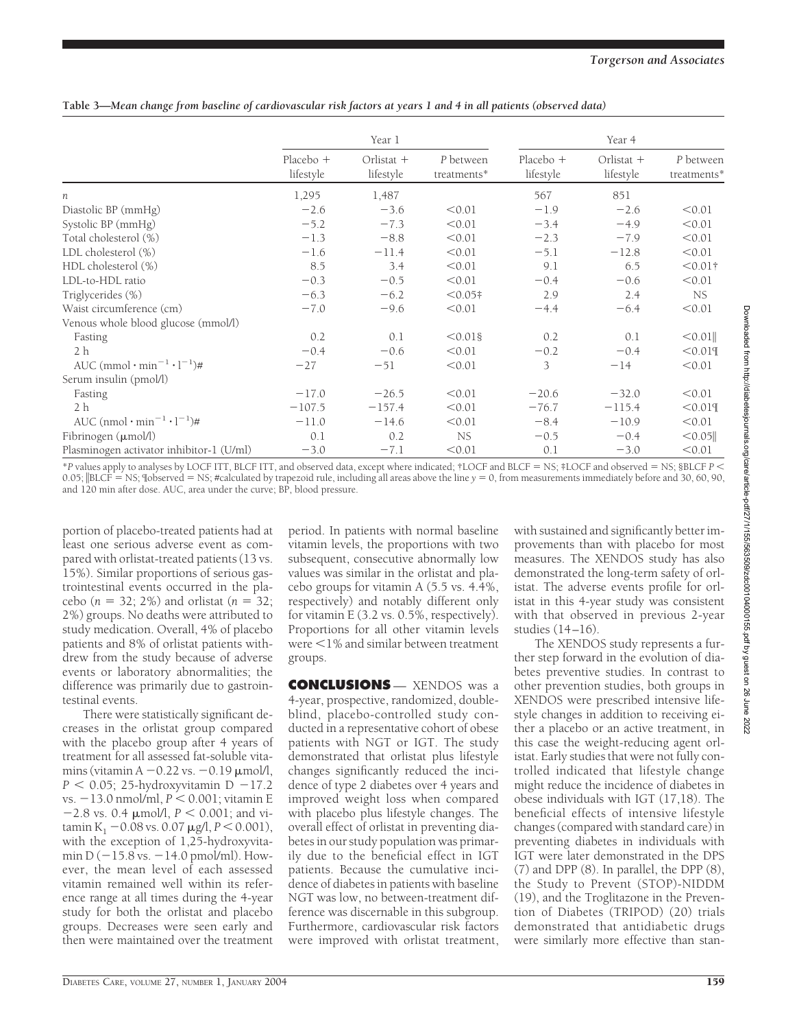**Table 3—Mean change from baseline of cardiovascular risk factors at years 1 and 4 in all patients (observed data)**

| | Year 1 | | | Year 4 | | |
|---|---|---|---|---|---|---|
| | Placebo + lifestyle | Orlistat + lifestyle | *P* between treatments* | Placebo + lifestyle | Orlistat + lifestyle | *P* between treatments* |
| *n* | 1,295 | 1,487 | | 567 | 851 | |
| Diastolic BP (mmHg) | −2.6 | −3.6 | <0.01 | −1.9 | −2.6 | <0.01 |
| Systolic BP (mmHg) | −5.2 | −7.3 | <0.01 | −3.4 | −4.9 | <0.01 |
| Total cholesterol (%) | −1.3 | −8.8 | <0.01 | −2.3 | −7.9 | <0.01 |
| LDL cholesterol (%) | −1.6 | −11.4 | <0.01 | −5.1 | −12.8 | <0.01 |
| HDL cholesterol (%) | 8.5 | 3.4 | <0.01 | 9.1 | 6.5 | <0.01† |
| LDL-to-HDL ratio | −0.3 | −0.5 | <0.01 | −0.4 | −0.6 | <0.01 |
| Triglycerides (%) | −6.3 | −6.2 | <0.05‡ | 2.9 | 2.4 | NS |
| Waist circumference (cm) | −7.0 | −9.6 | <0.01 | −4.4 | −6.4 | <0.01 |
| Venous whole blood glucose (mmol/l) | | | | | | |
| Fasting | 0.2 | 0.1 | <0.01§ | 0.2 | 0.1 | <0.01‖ |
| 2 h | −0.4 | −0.6 | <0.01 | −0.2 | −0.4 | <0.01¶ |
| AUC ($\text{mmol} \cdot \text{min}^{-1} \cdot \text{l}^{-1}$)# | −27 | −51 | <0.01 | 3 | −14 | <0.01 |
| Serum insulin (pmol/l) | | | | | | |
| Fasting | −17.0 | −26.5 | <0.01 | −20.6 | −32.0 | <0.01 |
| 2 h | −107.5 | −157.4 | <0.01 | −76.7 | −115.4 | <0.01¶ |
| AUC ($\text{nmol} \cdot \text{min}^{-1} \cdot \text{l}^{-1}$)# | −11.0 | −14.6 | <0.01 | −8.4 | −10.9 | <0.01 |
| Fibrinogen (μmol/l) | 0.1 | 0.2 | NS | −0.5 | −0.4 | <0.05‖ |
| Plasminogen activator inhibitor-1 (U/ml) | −3.0 | −7.1 | <0.01 | 0.1 | −3.0 | <0.01 |

**P* values apply to analyses by LOCF ITT, BLCF ITT, and observed data, except where indicated; †LOCF and BLCF = NS; ‡LOCF and observed = NS; §BLCF $P < 0.05$; ‖BLCF = NS; ¶observed = NS; #calculated by trapezoid rule, including all areas above the line $y = 0$, from measurements immediately before and 30, 60, 90, and 120 min after dose. AUC, area under the curve; BP, blood pressure.

portion of placebo-treated patients had at least one serious adverse event as compared with orlistat-treated patients (13 vs. 15%). Similar proportions of serious gastrointestinal events occurred in the placebo ($n = 32$; 2%) and orlistat ($n = 32$; 2%) groups. No deaths were attributed to study medication. Overall, 4% of placebo patients and 8% of orlistat patients withdrew from the study because of adverse events or laboratory abnormalities; the difference was primarily due to gastrointestinal events.

There were statistically significant decreases in the orlistat group compared with the placebo group after 4 years of treatment for all assessed fat-soluble vitamins (vitamin A −0.22 vs. −0.19 μmol/l, $P < 0.05$; 25-hydroxyvitamin D −17.2 vs. −13.0 nmol/ml, $P < 0.001$; vitamin E −2.8 vs. 0.4 μmol/l, $P < 0.001$; and vitamin $K_1$ −0.08 vs. 0.07 μg/l, $P < 0.001$), with the exception of 1,25-hydroxyvitamin D (−15.8 vs. −14.0 pmol/ml). However, the mean level of each assessed vitamin remained well within its reference range at all times during the 4-year study for both the orlistat and placebo groups. Decreases were seen early and then were maintained over the treatment period. In patients with normal baseline vitamin levels, the proportions with two subsequent, consecutive abnormally low values was similar in the orlistat and placebo groups for vitamin A (5.5 vs. 4.4%, respectively) and notably different only for vitamin E (3.2 vs. 0.5%, respectively). Proportions for all other vitamin levels were <1% and similar between treatment groups.

## CONCLUSIONS

XENDOS was a 4-year, prospective, randomized, double-blind, placebo-controlled study conducted in a representative cohort of obese patients with NGT or IGT. The study demonstrated that orlistat plus lifestyle changes significantly reduced the incidence of type 2 diabetes over 4 years and improved weight loss when compared with placebo plus lifestyle changes. The overall effect of orlistat in preventing diabetes in our study population was primarily due to the beneficial effect in IGT patients. Because the cumulative incidence of diabetes in patients with baseline NGT was low, no between-treatment difference was discernable in this subgroup. Furthermore, cardiovascular risk factors were improved with orlistat treatment, with sustained and significantly better improvements than with placebo for most measures. The XENDOS study has also demonstrated the long-term safety of orlistat. The adverse events profile for orlistat in this 4-year study was consistent with that observed in previous 2-year studies (14–16).

The XENDOS study represents a further step forward in the evolution of diabetes preventive studies. In contrast to other prevention studies, both groups in XENDOS were prescribed intensive lifestyle changes in addition to receiving either a placebo or an active treatment, in this case the weight-reducing agent orlistat. Early studies that were not fully controlled indicated that lifestyle change might reduce the incidence of diabetes in obese individuals with IGT (17,18). The beneficial effects of intensive lifestyle changes (compared with standard care) in preventing diabetes in individuals with IGT were later demonstrated in the DPS (7) and DPP (8). In parallel, the DPP (8), the Study to Prevent (STOP)-NIDDM (19), and the Troglitazone in the Prevention of Diabetes (TRIPOD) (20) trials demonstrated that antidiabetic drugs were similarly more effective than stan-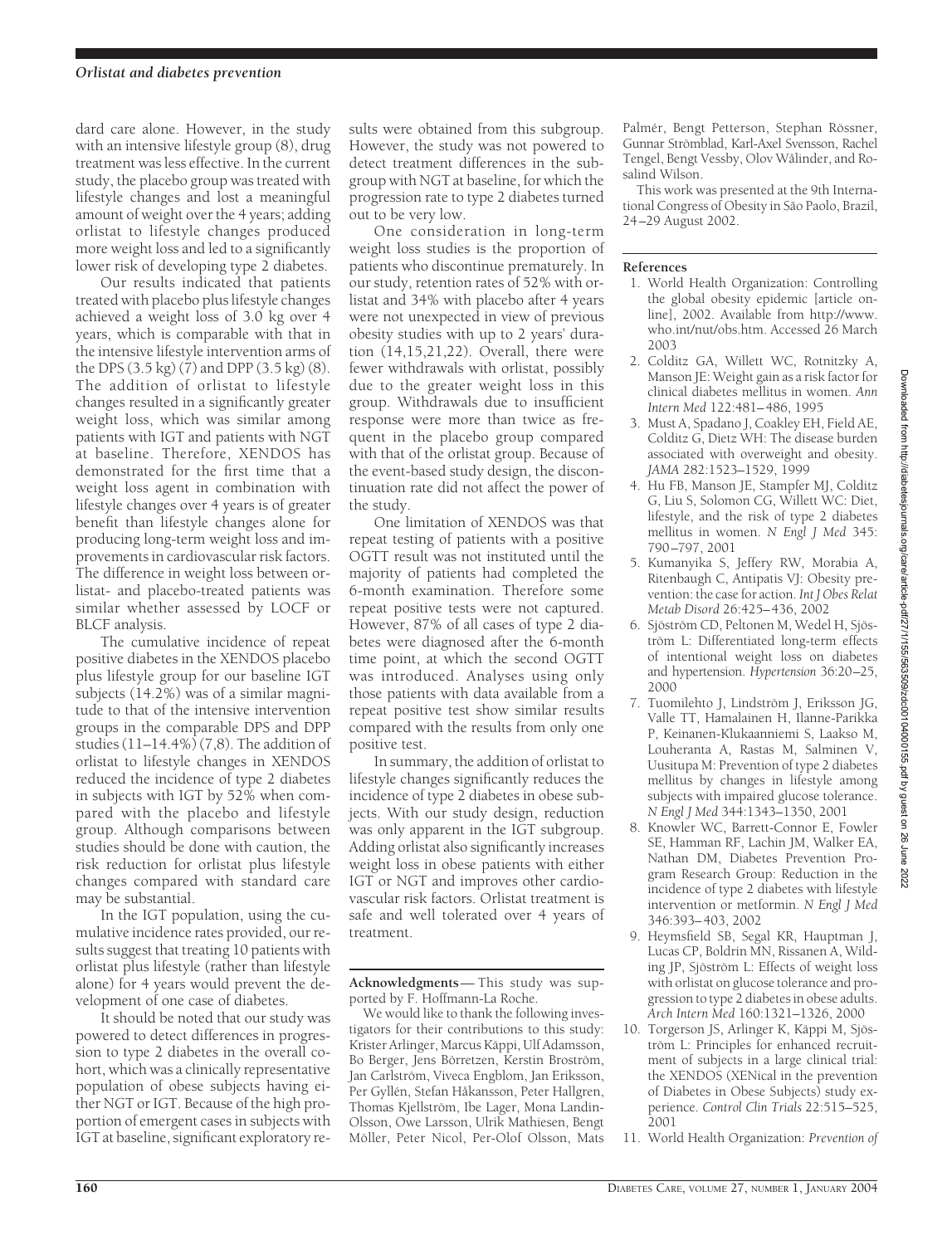dard care alone. However, in the study with an intensive lifestyle group (8), drug treatment was less effective. In the current study, the placebo group was treated with lifestyle changes and lost a meaningful amount of weight over the 4 years; adding orlistat to lifestyle changes produced more weight loss and led to a significantly lower risk of developing type 2 diabetes.

Our results indicated that patients treated with placebo plus lifestyle changes achieved a weight loss of 3.0 kg over 4 years, which is comparable with that in the intensive lifestyle intervention arms of the DPS (3.5 kg) (7) and DPP (3.5 kg) (8). The addition of orlistat to lifestyle changes resulted in a significantly greater weight loss, which was similar among patients with IGT and patients with NGT at baseline. Therefore, XENDOS has demonstrated for the first time that a weight loss agent in combination with lifestyle changes over 4 years is of greater benefit than lifestyle changes alone for producing long-term weight loss and improvements in cardiovascular risk factors. The difference in weight loss between orlistat- and placebo-treated patients was similar whether assessed by LOCF or BLCF analysis.

The cumulative incidence of repeat positive diabetes in the XENDOS placebo plus lifestyle group for our baseline IGT subjects (14.2%) was of a similar magnitude to that of the intensive intervention groups in the comparable DPS and DPP studies (11–14.4%) (7,8). The addition of orlistat to lifestyle changes in XENDOS reduced the incidence of type 2 diabetes in subjects with IGT by 52% when compared with the placebo and lifestyle group. Although comparisons between studies should be done with caution, the risk reduction for orlistat plus lifestyle changes compared with standard care may be substantial.

In the IGT population, using the cumulative incidence rates provided, our results suggest that treating 10 patients with orlistat plus lifestyle (rather than lifestyle alone) for 4 years would prevent the development of one case of diabetes.

It should be noted that our study was powered to detect differences in progression to type 2 diabetes in the overall cohort, which was a clinically representative population of obese subjects having either NGT or IGT. Because of the high proportion of emergent cases in subjects with IGT at baseline, significant exploratory results were obtained from this subgroup. However, the study was not powered to detect treatment differences in the subgroup with NGT at baseline, for which the progression rate to type 2 diabetes turned out to be very low.

One consideration in long-term weight loss studies is the proportion of patients who discontinue prematurely. In our study, retention rates of 52% with orlistat and 34% with placebo after 4 years were not unexpected in view of previous obesity studies with up to 2 years' duration (14,15,21,22). Overall, there were fewer withdrawals with orlistat, possibly due to the greater weight loss in this group. Withdrawals due to insufficient response were more than twice as frequent in the placebo group compared with that of the orlistat group. Because of the event-based study design, the discontinuation rate did not affect the power of the study.

One limitation of XENDOS was that repeat testing of patients with a positive OGTT result was not instituted until the majority of patients had completed the 6-month examination. Therefore some repeat positive tests were not captured. However, 87% of all cases of type 2 diabetes were diagnosed after the 6-month time point, at which the second OGTT was introduced. Analyses using only those patients with data available from a repeat positive test show similar results compared with the results from only one positive test.

In summary, the addition of orlistat to lifestyle changes significantly reduces the incidence of type 2 diabetes in obese subjects. With our study design, reduction was only apparent in the IGT subgroup. Adding orlistat also significantly increases weight loss in obese patients with either IGT or NGT and improves other cardiovascular risk factors. Orlistat treatment is safe and well tolerated over 4 years of treatment.

**Acknowledgments**— This study was supported by F. Hoffmann-La Roche.

We would like to thank the following investigators for their contributions to this study: Krister Arlinger, Marcus Käppi, Ulf Adamsson, Bo Berger, Jens Börretzen, Kerstin Broström, Jan Carlström, Viveca Engblom, Jan Eriksson, Per Gyllén, Stefan Håkansson, Peter Hallgren, Thomas Kjellström, Ibe Lager, Mona Landin-Olsson, Owe Larsson, Ulrik Mathiesen, Bengt Möller, Peter Nicol, Per-Olof Olsson, Mats Palmér, Bengt Petterson, Stephan Rössner, Gunnar Strömblad, Karl-Axel Svensson, Rachel Tengel, Bengt Vessby, Olov Wålinder, and Rosalind Wilson.

This work was presented at the 9th International Congress of Obesity in São Paolo, Brazil, 24–29 August 2002.

## References

1. World Health Organization: Controlling the global obesity epidemic [article online], 2002. Available from http://www.who.int/nut/obs.htm. Accessed 26 March 2003
2. Colditz GA, Willett WC, Rotnitzky A, Manson JE: Weight gain as a risk factor for clinical diabetes mellitus in women. *Ann Intern Med* 122:481–486, 1995
3. Must A, Spadano J, Coakley EH, Field AE, Colditz G, Dietz WH: The disease burden associated with overweight and obesity. *JAMA* 282:1523–1529, 1999
4. Hu FB, Manson JE, Stampfer MJ, Colditz G, Liu S, Solomon CG, Willett WC: Diet, lifestyle, and the risk of type 2 diabetes mellitus in women. *N Engl J Med* 345: 790–797, 2001
5. Kumanyika S, Jeffery RW, Morabia A, Ritenbaugh C, Antipatis VJ: Obesity prevention: the case for action. *Int J Obes Relat Metab Disord* 26:425–436, 2002
6. Sjöström CD, Peltonen M, Wedel H, Sjöström L: Differentiated long-term effects of intentional weight loss on diabetes and hypertension. *Hypertension* 36:20–25, 2000
7. Tuomilehto J, Lindström J, Eriksson JG, Valle TT, Hamalainen H, Ilanne-Parikka P, Keinanen-Kiukaanniemi S, Laakso M, Louheranta A, Rastas M, Salminen V, Uusitupa M: Prevention of type 2 diabetes mellitus by changes in lifestyle among subjects with impaired glucose tolerance. *N Engl J Med* 344:1343–1350, 2001
8. Knowler WC, Barrett-Connor E, Fowler SE, Hamman RF, Lachin JM, Walker EA, Nathan DM, Diabetes Prevention Program Research Group: Reduction in the incidence of type 2 diabetes with lifestyle intervention or metformin. *N Engl J Med* 346:393–403, 2002
9. Heymsfield SB, Segal KR, Hauptman J, Lucas CP, Boldrin MN, Rissanen A, Wilding JP, Sjöström L: Effects of weight loss with orlistat on glucose tolerance and progression to type 2 diabetes in obese adults. *Arch Intern Med* 160:1321–1326, 2000
10. Torgerson JS, Arlinger K, Käppi M, Sjöström L: Principles for enhanced recruitment of subjects in a large clinical trial: the XENDOS (XENical in the prevention of Diabetes in Obese Subjects) study experience. *Control Clin Trials* 22:515–525, 2001
11. World Health Organization: *Prevention of*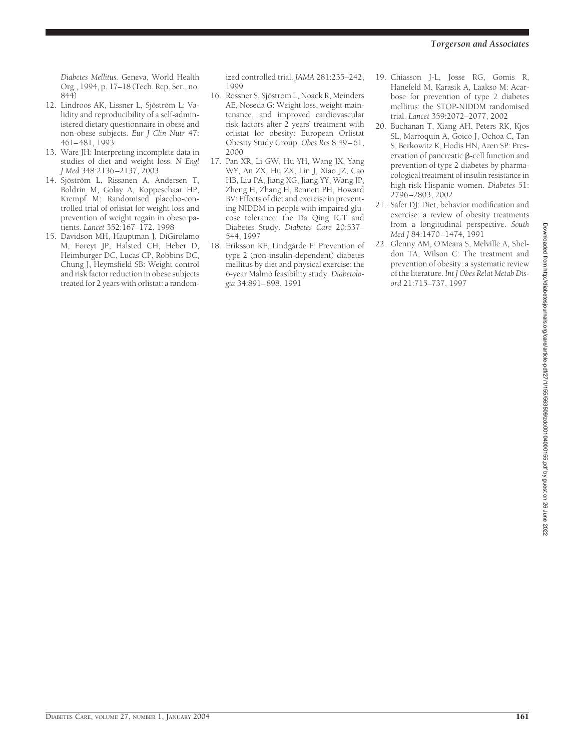*Diabetes Mellitus*. Geneva, World Health Org., 1994, p. 17–18 (Tech. Rep. Ser., no. 844)

12. Lindroos AK, Lissner L, Sjöström L: Validity and reproducibility of a self-administered dietary questionnaire in obese and non-obese subjects. *Eur J Clin Nutr* 47: 461–481, 1993
13. Ware JH: Interpreting incomplete data in studies of diet and weight loss. *N Engl J Med* 348:2136–2137, 2003
14. Sjöström L, Rissanen A, Andersen T, Boldrin M, Golay A, Koppeschaar HP, Krempf M: Randomised placebo-controlled trial of orlistat for weight loss and prevention of weight regain in obese patients. *Lancet* 352:167–172, 1998
15. Davidson MH, Hauptman J, DiGirolamo M, Foreyt JP, Halsted CH, Heber D, Heimburger DC, Lucas CP, Robbins DC, Chung J, Heymsfield SB: Weight control and risk factor reduction in obese subjects treated for 2 years with orlistat: a randomized controlled trial. *JAMA* 281:235–242, 1999
16. Rössner S, Sjöström L, Noack R, Meinders AE, Noseda G: Weight loss, weight maintenance, and improved cardiovascular risk factors after 2 years' treatment with orlistat for obesity: European Orlistat Obesity Study Group. *Obes Res* 8:49–61, 2000
17. Pan XR, Li GW, Hu YH, Wang JX, Yang WY, An ZX, Hu ZX, Lin J, Xiao JZ, Cao HB, Liu PA, Jiang XG, Jiang YY, Wang JP, Zheng H, Zhang H, Bennett PH, Howard BV: Effects of diet and exercise in preventing NIDDM in people with impaired glucose tolerance: the Da Qing IGT and Diabetes Study. *Diabetes Care* 20:537–544, 1997
18. Eriksson KF, Lindgärde F: Prevention of type 2 (non-insulin-dependent) diabetes mellitus by diet and physical exercise: the 6-year Malmö feasibility study. *Diabetologia* 34:891–898, 1991
19. Chiasson J-L, Josse RG, Gomis R, Hanefeld M, Karasik A, Laakso M: Acarbose for prevention of type 2 diabetes mellitus: the STOP-NIDDM randomised trial. *Lancet* 359:2072–2077, 2002
20. Buchanan T, Xiang AH, Peters RK, Kjos SL, Marroquin A, Goico J, Ochoa C, Tan S, Berkowitz K, Hodis HN, Azen SP: Preservation of pancreatic β-cell function and prevention of type 2 diabetes by pharmacological treatment of insulin resistance in high-risk Hispanic women. *Diabetes* 51: 2796–2803, 2002
21. Safer DJ: Diet, behavior modification and exercise: a review of obesity treatments from a longitudinal perspective. *South Med J* 84:1470–1474, 1991
22. Glenny AM, O'Meara S, Melville A, Sheldon TA, Wilson C: The treatment and prevention of obesity: a systematic review of the literature. *Int J Obes Relat Metab Disord* 21:715–737, 1997